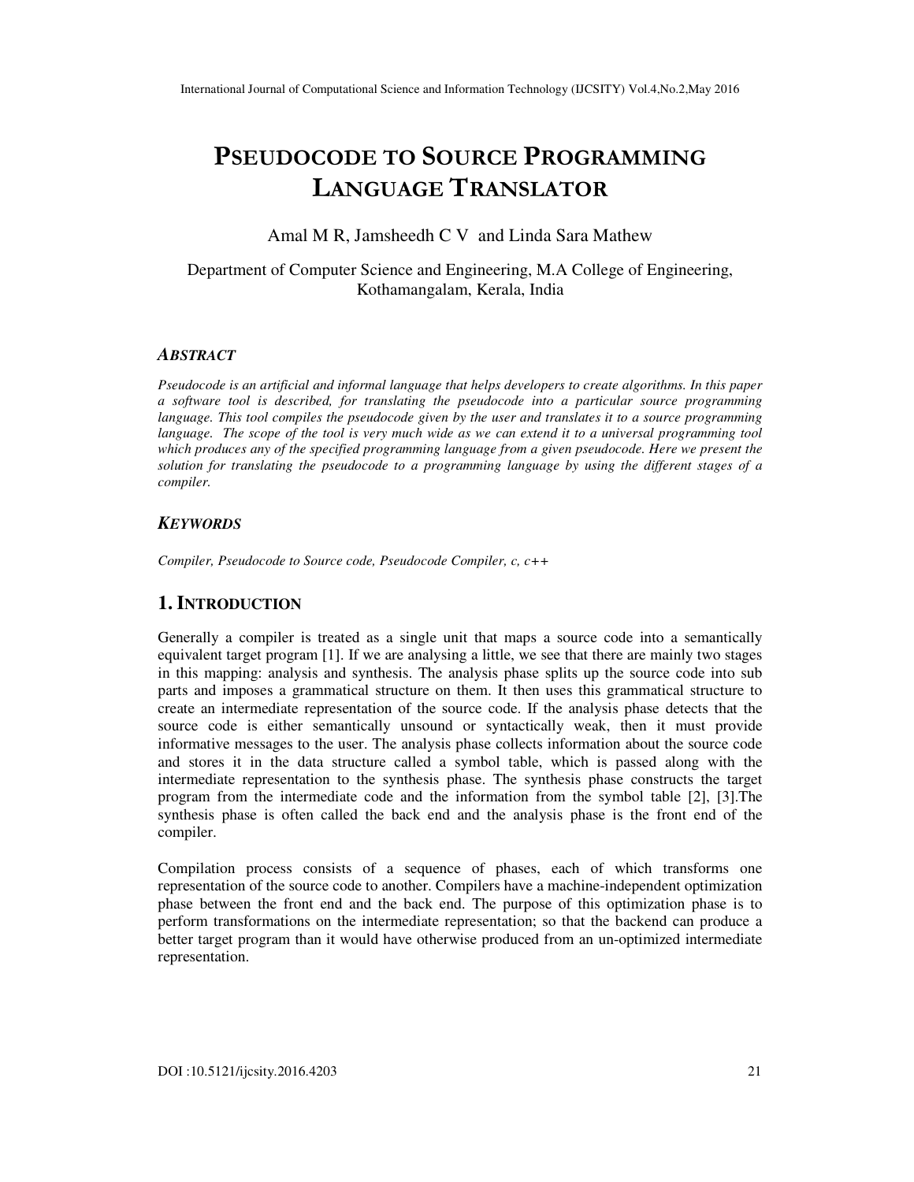# Pseudocode to Source Programming Language Translator

Amal M R, Jamsheedh C V and Linda Sara Mathew

Department of Computer Science and Engineering, M.A College of Engineering, Kothamangalam, Kerala, India

## *Abstract*

*Pseudocode is an artificial and informal language that helps developers to create algorithms. In this paper a software tool is described, for translating the pseudocode into a particular source programming language. This tool compiles the pseudocode given by the user and translates it to a source programming language. The scope of the tool is very much wide as we can extend it to a universal programming tool which produces any of the specified programming language from a given pseudocode. Here we present the solution for translating the pseudocode to a programming language by using the different stages of a compiler.*

## *Keywords*

*Compiler, Pseudocode to Source code, Pseudocode Compiler, c, c++*

## 1. Introduction

Generally a compiler is treated as a single unit that maps a source code into a semantically equivalent target program [1]. If we are analysing a little, we see that there are mainly two stages in this mapping: analysis and synthesis. The analysis phase splits up the source code into sub parts and imposes a grammatical structure on them. It then uses this grammatical structure to create an intermediate representation of the source code. If the analysis phase detects that the source code is either semantically unsound or syntactically weak, then it must provide informative messages to the user. The analysis phase collects information about the source code and stores it in the data structure called a symbol table, which is passed along with the intermediate representation to the synthesis phase. The synthesis phase constructs the target program from the intermediate code and the information from the symbol table [2], [3].The synthesis phase is often called the back end and the analysis phase is the front end of the compiler.

Compilation process consists of a sequence of phases, each of which transforms one representation of the source code to another. Compilers have a machine-independent optimization phase between the front end and the back end. The purpose of this optimization phase is to perform transformations on the intermediate representation; so that the backend can produce a better target program than it would have otherwise produced from an un-optimized intermediate representation.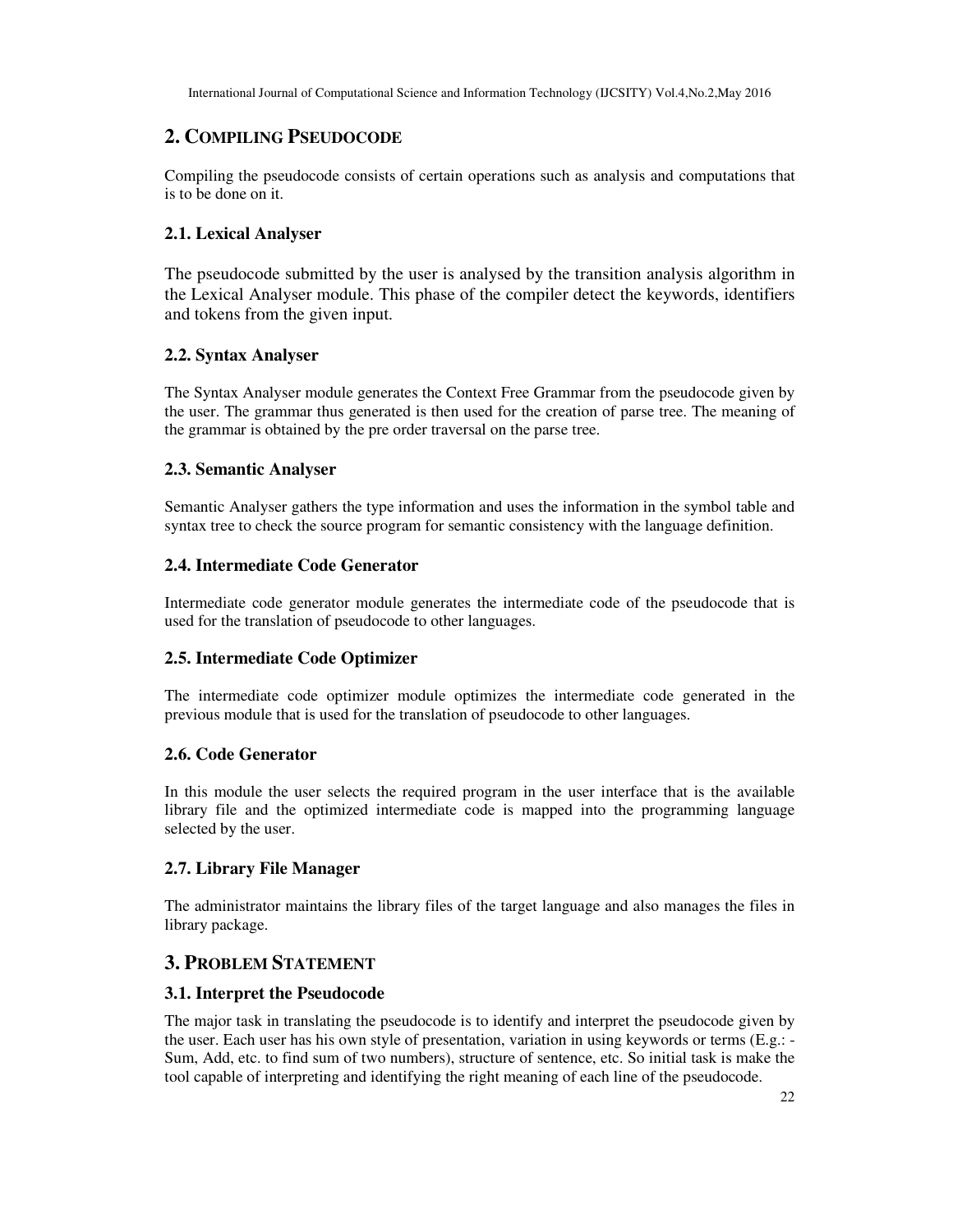## 2. COMPILING PSEUDOCODE

Compiling the pseudocode consists of certain operations such as analysis and computations that is to be done on it.

### 2.1. Lexical Analyser

The pseudocode submitted by the user is analysed by the transition analysis algorithm in the Lexical Analyser module. This phase of the compiler detect the keywords, identifiers and tokens from the given input.

### 2.2. Syntax Analyser

The Syntax Analyser module generates the Context Free Grammar from the pseudocode given by the user. The grammar thus generated is then used for the creation of parse tree. The meaning of the grammar is obtained by the pre order traversal on the parse tree.

### 2.3. Semantic Analyser

Semantic Analyser gathers the type information and uses the information in the symbol table and syntax tree to check the source program for semantic consistency with the language definition.

### 2.4. Intermediate Code Generator

Intermediate code generator module generates the intermediate code of the pseudocode that is used for the translation of pseudocode to other languages.

### 2.5. Intermediate Code Optimizer

The intermediate code optimizer module optimizes the intermediate code generated in the previous module that is used for the translation of pseudocode to other languages.

### 2.6. Code Generator

In this module the user selects the required program in the user interface that is the available library file and the optimized intermediate code is mapped into the programming language selected by the user.

### 2.7. Library File Manager

The administrator maintains the library files of the target language and also manages the files in library package.

## 3. PROBLEM STATEMENT

### 3.1. Interpret the Pseudocode

The major task in translating the pseudocode is to identify and interpret the pseudocode given by the user. Each user has his own style of presentation, variation in using keywords or terms (E.g.: - Sum, Add, etc. to find sum of two numbers), structure of sentence, etc. So initial task is make the tool capable of interpreting and identifying the right meaning of each line of the pseudocode.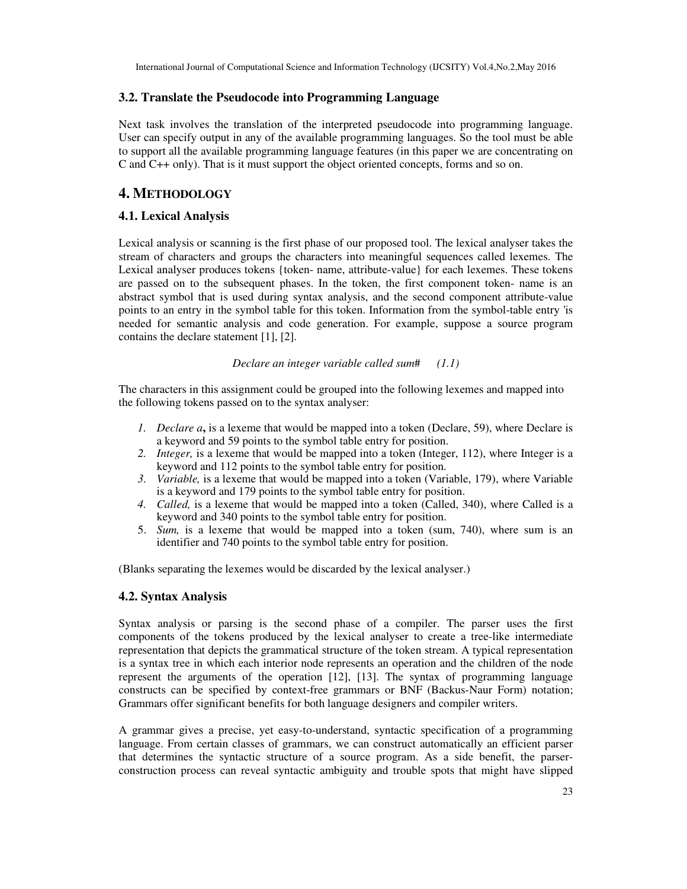### 3.2. Translate the Pseudocode into Programming Language

Next task involves the translation of the interpreted pseudocode into programming language. User can specify output in any of the available programming languages. So the tool must be able to support all the available programming language features (in this paper we are concentrating on C and C++ only). That is it must support the object oriented concepts, forms and so on.

## 4. METHODOLOGY

### 4.1. Lexical Analysis

Lexical analysis or scanning is the first phase of our proposed tool. The lexical analyser takes the stream of characters and groups the characters into meaningful sequences called lexemes. The Lexical analyser produces tokens {token- name, attribute-value} for each lexemes. These tokens are passed on to the subsequent phases. In the token, the first component token- name is an abstract symbol that is used during syntax analysis, and the second component attribute-value points to an entry in the symbol table for this token. Information from the symbol-table entry 'is needed for semantic analysis and code generation. For example, suppose a source program contains the declare statement [1], [2].

*Declare an integer variable called sum#      (1.1)*

The characters in this assignment could be grouped into the following lexemes and mapped into the following tokens passed on to the syntax analyser:

1. *Declare a*, is a lexeme that would be mapped into a token (Declare, 59), where Declare is a keyword and 59 points to the symbol table entry for position.
2. *Integer,* is a lexeme that would be mapped into a token (Integer, 112), where Integer is a keyword and 112 points to the symbol table entry for position.
3. *Variable,* is a lexeme that would be mapped into a token (Variable, 179), where Variable is a keyword and 179 points to the symbol table entry for position.
4. *Called,* is a lexeme that would be mapped into a token (Called, 340), where Called is a keyword and 340 points to the symbol table entry for position.
5. *Sum,* is a lexeme that would be mapped into a token (sum, 740), where sum is an identifier and 740 points to the symbol table entry for position.

(Blanks separating the lexemes would be discarded by the lexical analyser.)

### 4.2. Syntax Analysis

Syntax analysis or parsing is the second phase of a compiler. The parser uses the first components of the tokens produced by the lexical analyser to create a tree-like intermediate representation that depicts the grammatical structure of the token stream. A typical representation is a syntax tree in which each interior node represents an operation and the children of the node represent the arguments of the operation [12], [13]. The syntax of programming language constructs can be specified by context-free grammars or BNF (Backus-Naur Form) notation; Grammars offer significant benefits for both language designers and compiler writers.

A grammar gives a precise, yet easy-to-understand, syntactic specification of a programming language. From certain classes of grammars, we can construct automatically an efficient parser that determines the syntactic structure of a source program. As a side benefit, the parser-construction process can reveal syntactic ambiguity and trouble spots that might have slipped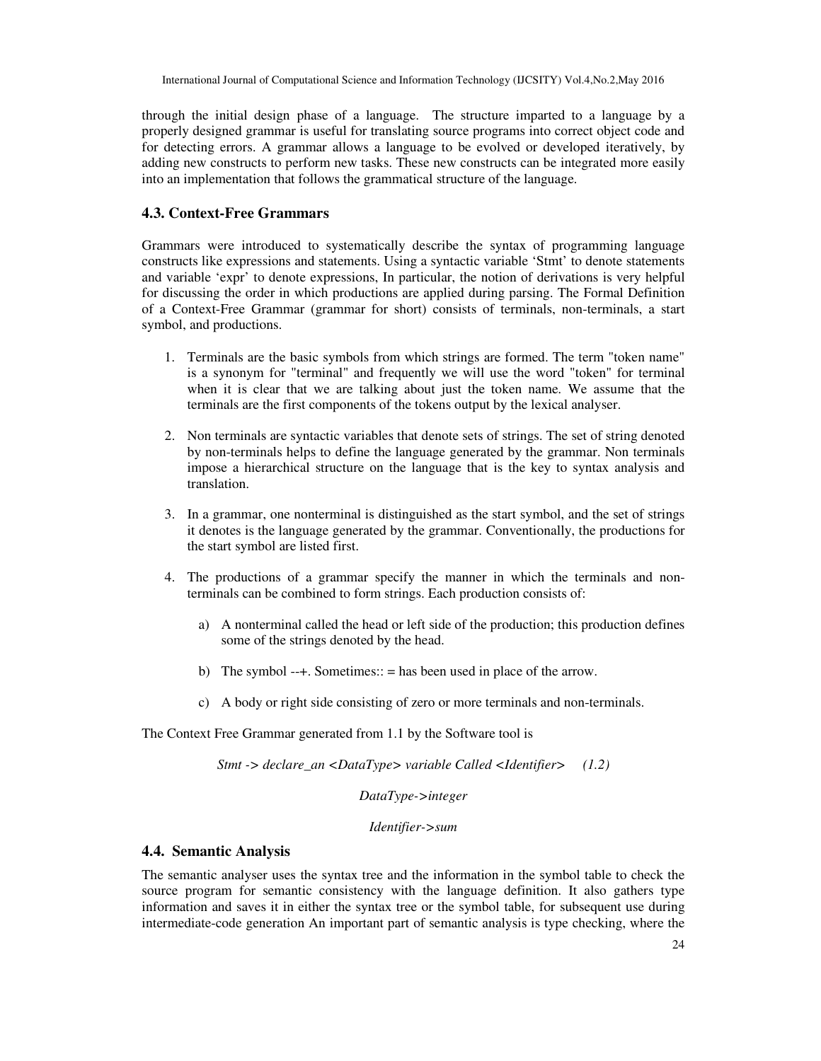through the initial design phase of a language. The structure imparted to a language by a properly designed grammar is useful for translating source programs into correct object code and for detecting errors. A grammar allows a language to be evolved or developed iteratively, by adding new constructs to perform new tasks. These new constructs can be integrated more easily into an implementation that follows the grammatical structure of the language.

### 4.3. Context-Free Grammars

Grammars were introduced to systematically describe the syntax of programming language constructs like expressions and statements. Using a syntactic variable 'Stmt' to denote statements and variable 'expr' to denote expressions, In particular, the notion of derivations is very helpful for discussing the order in which productions are applied during parsing. The Formal Definition of a Context-Free Grammar (grammar for short) consists of terminals, non-terminals, a start symbol, and productions.

1. Terminals are the basic symbols from which strings are formed. The term "token name" is a synonym for "terminal" and frequently we will use the word "token" for terminal when it is clear that we are talking about just the token name. We assume that the terminals are the first components of the tokens output by the lexical analyser.

2. Non terminals are syntactic variables that denote sets of strings. The set of string denoted by non-terminals helps to define the language generated by the grammar. Non terminals impose a hierarchical structure on the language that is the key to syntax analysis and translation.

3. In a grammar, one nonterminal is distinguished as the start symbol, and the set of strings it denotes is the language generated by the grammar. Conventionally, the productions for the start symbol are listed first.

4. The productions of a grammar specify the manner in which the terminals and non-terminals can be combined to form strings. Each production consists of:

    a) A nonterminal called the head or left side of the production; this production defines some of the strings denoted by the head.

    b) The symbol --+. Sometimes:: = has been used in place of the arrow.

    c) A body or right side consisting of zero or more terminals and non-terminals.

The Context Free Grammar generated from 1.1 by the Software tool is

*Stmt -> declare_an <DataType> variable Called <Identifier>     (1.2)*

*DataType->integer*

*Identifier->sum*

### 4.4. Semantic Analysis

The semantic analyser uses the syntax tree and the information in the symbol table to check the source program for semantic consistency with the language definition. It also gathers type information and saves it in either the syntax tree or the symbol table, for subsequent use during intermediate-code generation An important part of semantic analysis is type checking, where the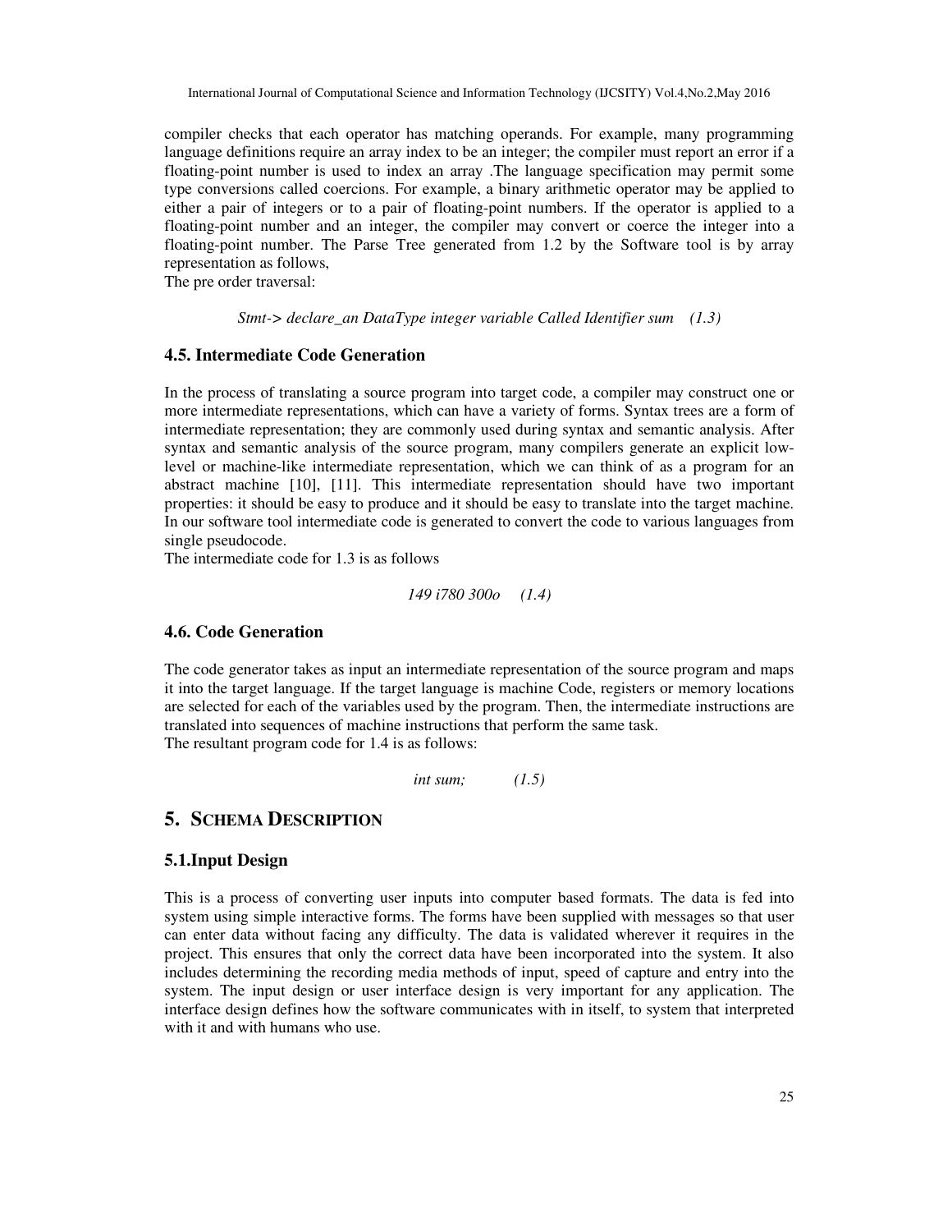compiler checks that each operator has matching operands. For example, many programming language definitions require an array index to be an integer; the compiler must report an error if a floating-point number is used to index an array .The language specification may permit some type conversions called coercions. For example, a binary arithmetic operator may be applied to either a pair of integers or to a pair of floating-point numbers. If the operator is applied to a floating-point number and an integer, the compiler may convert or coerce the integer into a floating-point number. The Parse Tree generated from 1.2 by the Software tool is by array representation as follows,

The pre order traversal:

*Stmt-> declare_an DataType integer variable Called Identifier sum (1.3)*

### 4.5. Intermediate Code Generation

In the process of translating a source program into target code, a compiler may construct one or more intermediate representations, which can have a variety of forms. Syntax trees are a form of intermediate representation; they are commonly used during syntax and semantic analysis. After syntax and semantic analysis of the source program, many compilers generate an explicit low-level or machine-like intermediate representation, which we can think of as a program for an abstract machine [10], [11]. This intermediate representation should have two important properties: it should be easy to produce and it should be easy to translate into the target machine. In our software tool intermediate code is generated to convert the code to various languages from single pseudocode.

The intermediate code for 1.3 is as follows

*149 i780 300o (1.4)*

### 4.6. Code Generation

The code generator takes as input an intermediate representation of the source program and maps it into the target language. If the target language is machine Code, registers or memory locations are selected for each of the variables used by the program. Then, the intermediate instructions are translated into sequences of machine instructions that perform the same task.

The resultant program code for 1.4 is as follows:

*int sum; (1.5)*

## 5. SCHEMA DESCRIPTION

### 5.1. Input Design

This is a process of converting user inputs into computer based formats. The data is fed into system using simple interactive forms. The forms have been supplied with messages so that user can enter data without facing any difficulty. The data is validated wherever it requires in the project. This ensures that only the correct data have been incorporated into the system. It also includes determining the recording media methods of input, speed of capture and entry into the system. The input design or user interface design is very important for any application. The interface design defines how the software communicates with in itself, to system that interpreted with it and with humans who use.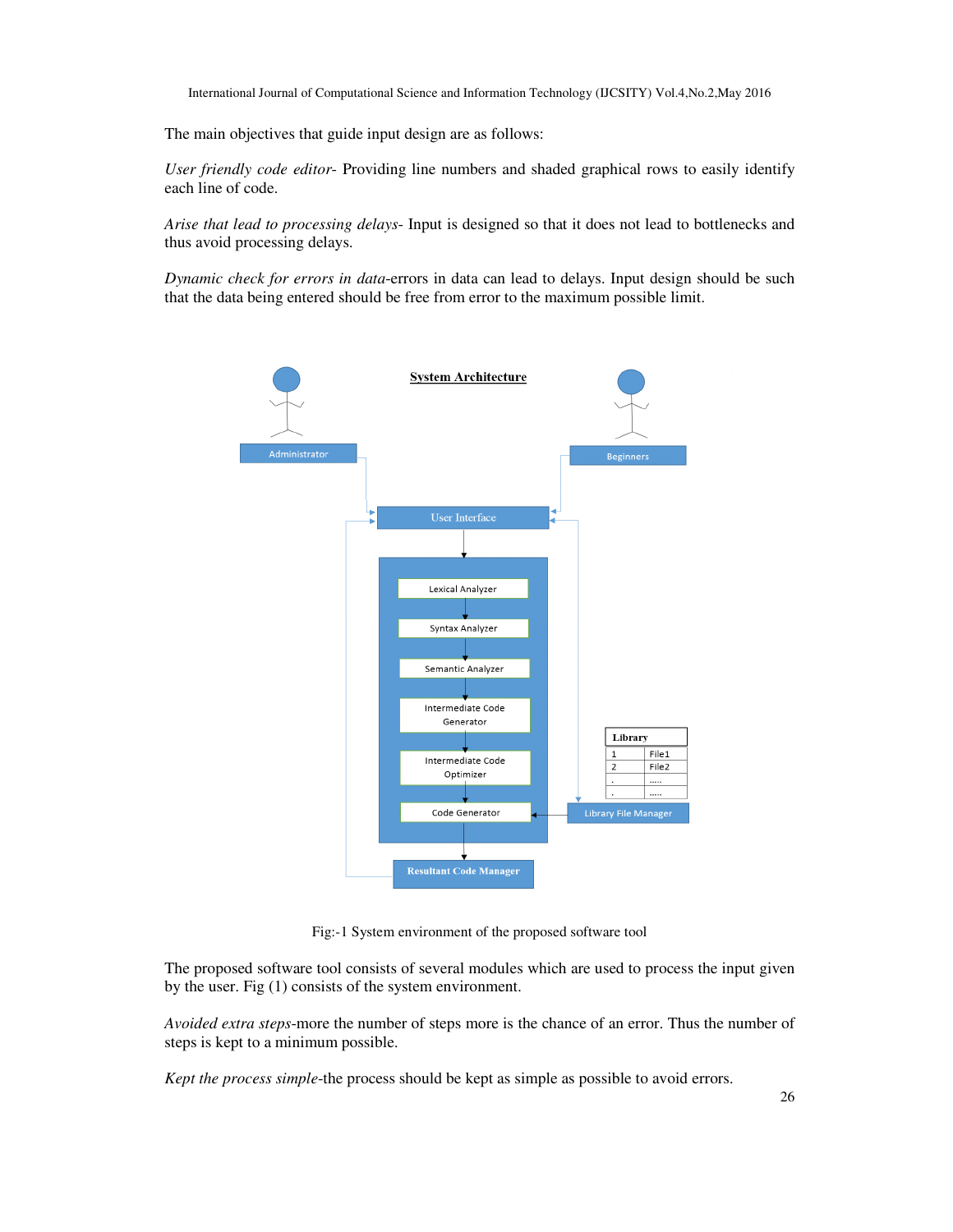The main objectives that guide input design are as follows:

*User friendly code editor-* Providing line numbers and shaded graphical rows to easily identify each line of code.

*Arise that lead to processing delays-* Input is designed so that it does not lead to bottlenecks and thus avoid processing delays.

*Dynamic check for errors in data*-errors in data can lead to delays. Input design should be such that the data being entered should be free from error to the maximum possible limit.

Fig:-1 System environment of the proposed software tool

The proposed software tool consists of several modules which are used to process the input given by the user. Fig (1) consists of the system environment.

*Avoided extra steps*-more the number of steps more is the chance of an error. Thus the number of steps is kept to a minimum possible.

*Kept the process simple*-the process should be kept as simple as possible to avoid errors.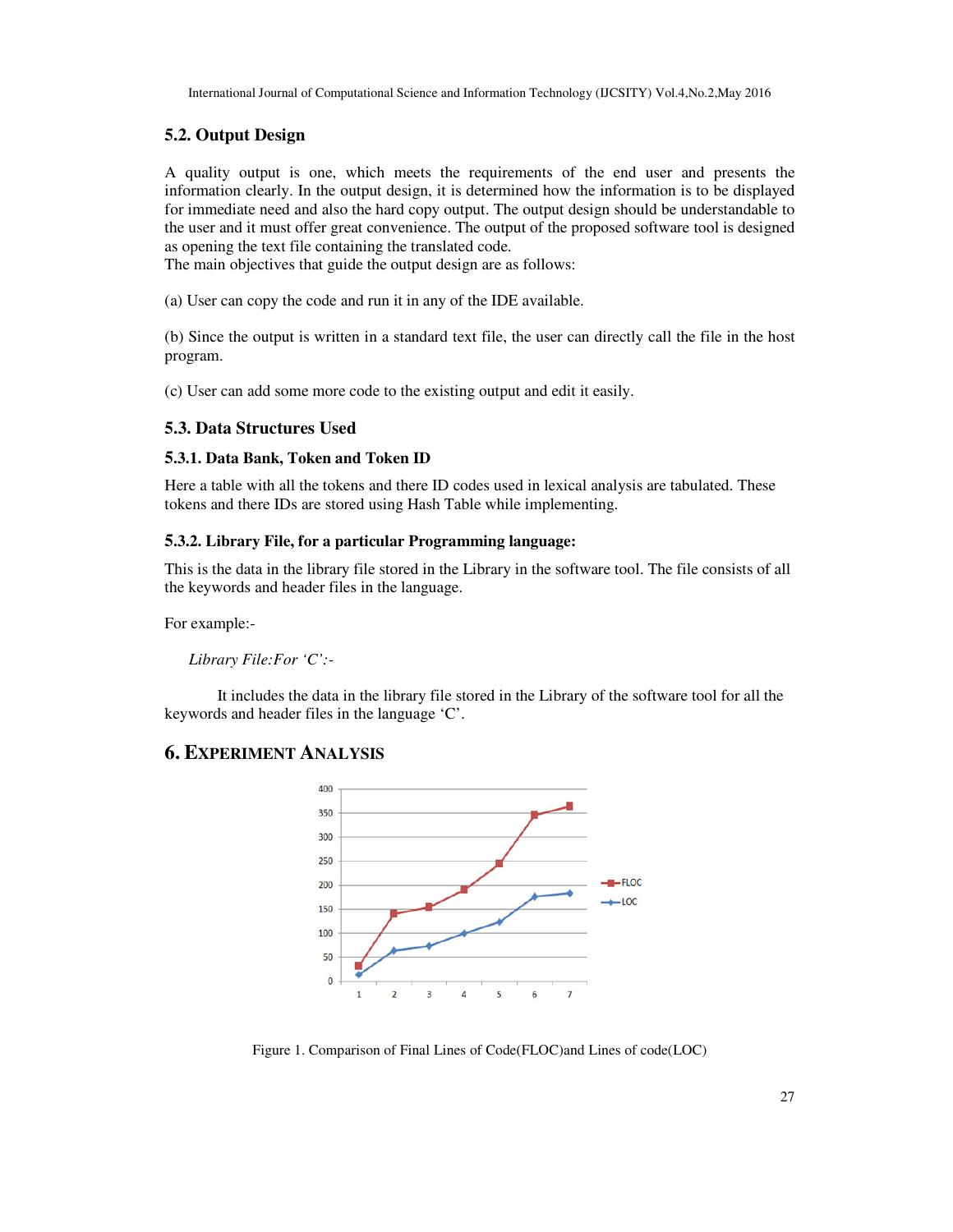### 5.2. Output Design

A quality output is one, which meets the requirements of the end user and presents the information clearly. In the output design, it is determined how the information is to be displayed for immediate need and also the hard copy output. The output design should be understandable to the user and it must offer great convenience. The output of the proposed software tool is designed as opening the text file containing the translated code.
The main objectives that guide the output design are as follows:

(a) User can copy the code and run it in any of the IDE available.

(b) Since the output is written in a standard text file, the user can directly call the file in the host program.

(c) User can add some more code to the existing output and edit it easily.

### 5.3. Data Structures Used

#### 5.3.1. Data Bank, Token and Token ID

Here a table with all the tokens and there ID codes used in lexical analysis are tabulated. These tokens and there IDs are stored using Hash Table while implementing.

#### 5.3.2. Library File, for a particular Programming language:

This is the data in the library file stored in the Library in the software tool. The file consists of all the keywords and header files in the language.

For example:-

*Library File:For 'C':-*

It includes the data in the library file stored in the Library of the software tool for all the keywords and header files in the language 'C'.

## 6. EXPERIMENT ANALYSIS

Figure 1. Comparison of Final Lines of Code(FLOC)and Lines of code(LOC)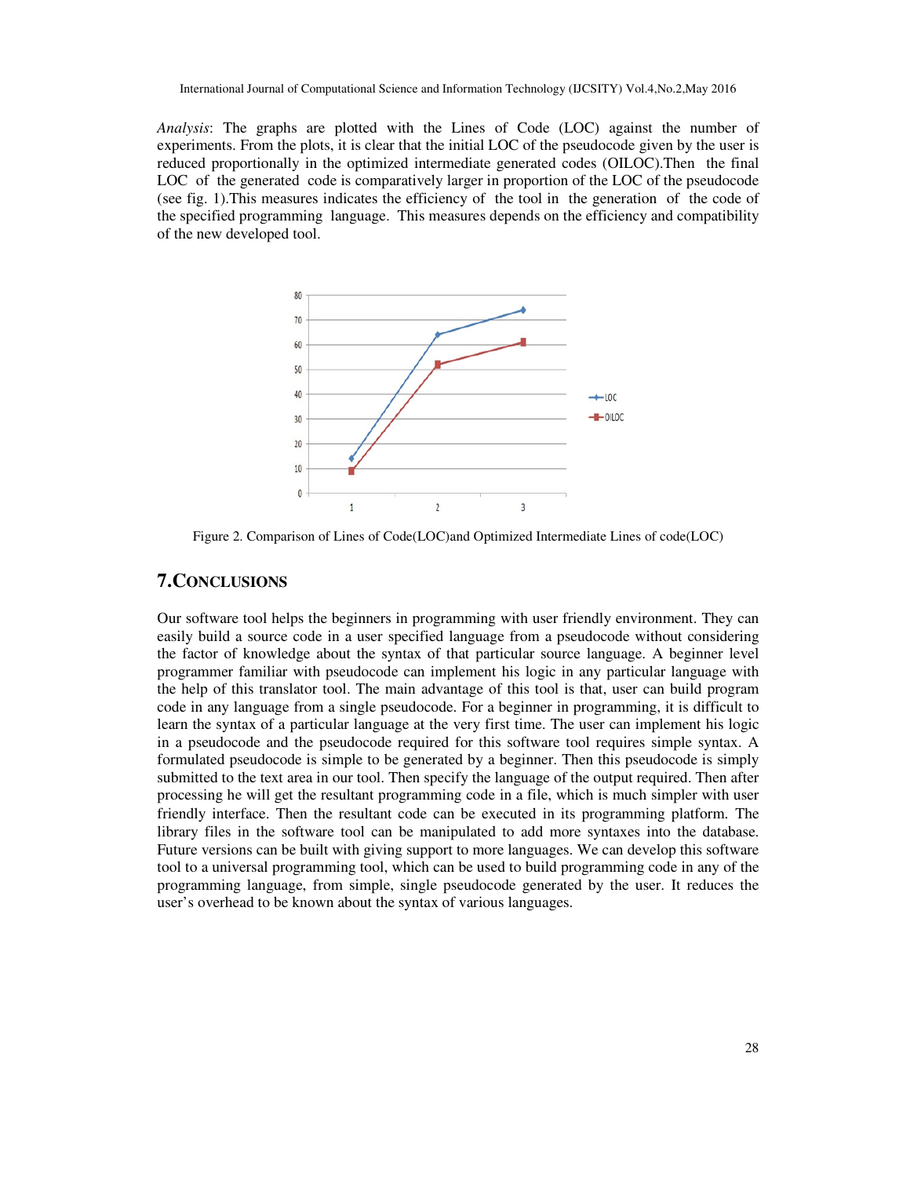*Analysis*: The graphs are plotted with the Lines of Code (LOC) against the number of experiments. From the plots, it is clear that the initial LOC of the pseudocode given by the user is reduced proportionally in the optimized intermediate generated codes (OILOC).Then the final LOC of the generated code is comparatively larger in proportion of the LOC of the pseudocode (see fig. 1).This measures indicates the efficiency of the tool in the generation of the code of the specified programming language. This measures depends on the efficiency and compatibility of the new developed tool.

80
70
60
50
40
30
20
10
0
1
2
3
LOC
OILOC

Figure 2. Comparison of Lines of Code(LOC)and Optimized Intermediate Lines of code(LOC)

## 7.CONCLUSIONS

Our software tool helps the beginners in programming with user friendly environment. They can easily build a source code in a user specified language from a pseudocode without considering the factor of knowledge about the syntax of that particular source language. A beginner level programmer familiar with pseudocode can implement his logic in any particular language with the help of this translator tool. The main advantage of this tool is that, user can build program code in any language from a single pseudocode. For a beginner in programming, it is difficult to learn the syntax of a particular language at the very first time. The user can implement his logic in a pseudocode and the pseudocode required for this software tool requires simple syntax. A formulated pseudocode is simple to be generated by a beginner. Then this pseudocode is simply submitted to the text area in our tool. Then specify the language of the output required. Then after processing he will get the resultant programming code in a file, which is much simpler with user friendly interface. Then the resultant code can be executed in its programming platform. The library files in the software tool can be manipulated to add more syntaxes into the database. Future versions can be built with giving support to more languages. We can develop this software tool to a universal programming tool, which can be used to build programming code in any of the programming language, from simple, single pseudocode generated by the user. It reduces the user's overhead to be known about the syntax of various languages.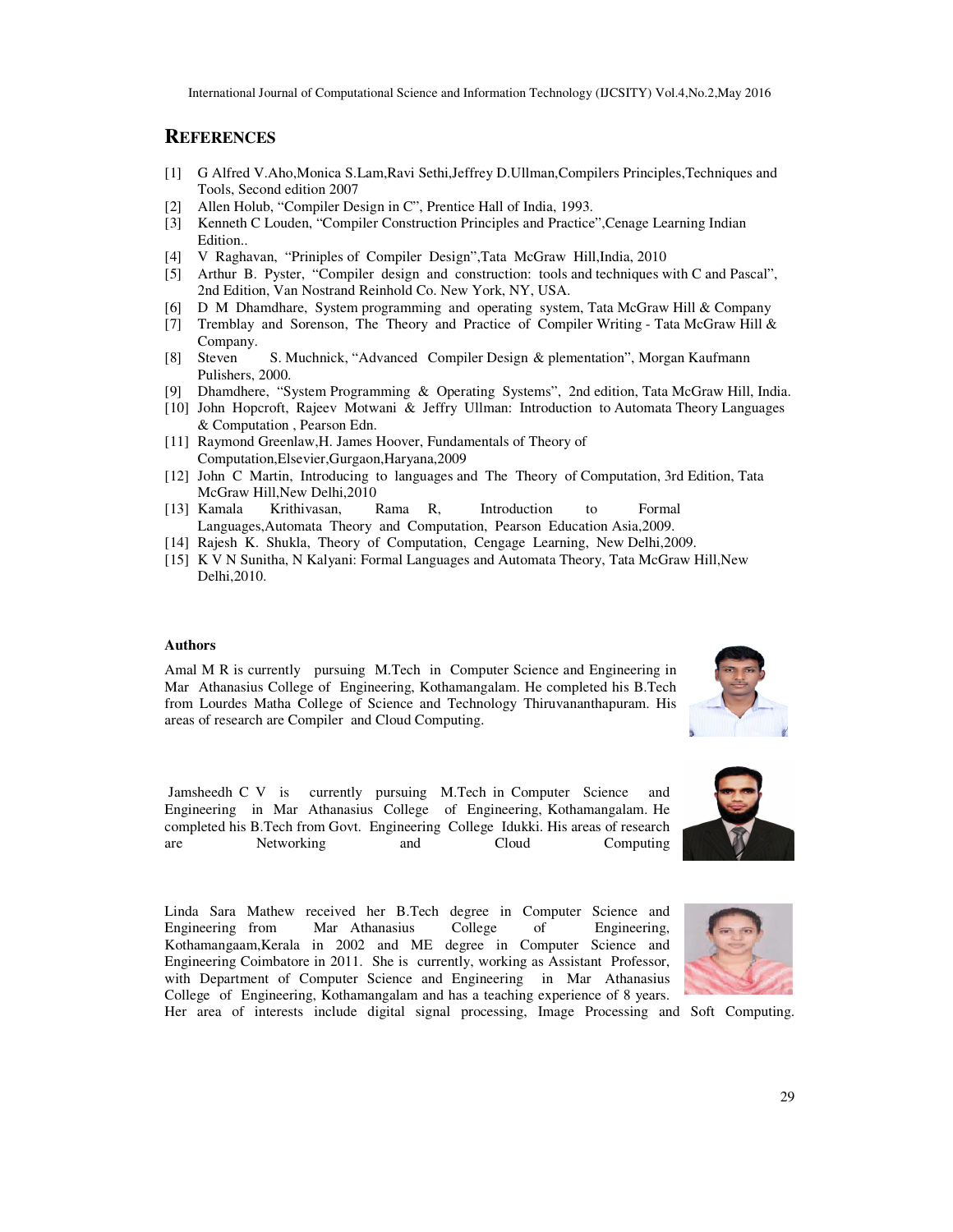## REFERENCES

[1] G Alfred V.Aho,Monica S.Lam,Ravi Sethi,Jeffrey D.Ullman,Compilers Principles,Techniques and Tools, Second edition 2007

[2] Allen Holub, "Compiler Design in C", Prentice Hall of India, 1993.

[3] Kenneth C Louden, "Compiler Construction Principles and Practice",Cenage Learning Indian Edition..

[4] V Raghavan, "Priniples of Compiler Design",Tata McGraw Hill,India, 2010

[5] Arthur B. Pyster, "Compiler design and construction: tools and techniques with C and Pascal", 2nd Edition, Van Nostrand Reinhold Co. New York, NY, USA.

[6] D M Dhamdhare, System programming and operating system, Tata McGraw Hill & Company

[7] Tremblay and Sorenson, The Theory and Practice of Compiler Writing - Tata McGraw Hill & Company.

[8] Steven S. Muchnick, "Advanced Compiler Design & plementation", Morgan Kaufmann Pulishers, 2000.

[9] Dhamdhere, "System Programming & Operating Systems", 2nd edition, Tata McGraw Hill, India.

[10] John Hopcroft, Rajeev Motwani & Jeffry Ullman: Introduction to Automata Theory Languages & Computation , Pearson Edn.

[11] Raymond Greenlaw,H. James Hoover, Fundamentals of Theory of Computation,Elsevier,Gurgaon,Haryana,2009

[12] John C Martin, Introducing to languages and The Theory of Computation, 3rd Edition, Tata McGraw Hill,New Delhi,2010

[13] Kamala Krithivasan, Rama R, Introduction to Formal Languages,Automata Theory and Computation, Pearson Education Asia,2009.

[14] Rajesh K. Shukla, Theory of Computation, Cengage Learning, New Delhi,2009.

[15] K V N Sunitha, N Kalyani: Formal Languages and Automata Theory, Tata McGraw Hill,New Delhi,2010.

### Authors

Amal M R is currently pursuing M.Tech in Computer Science and Engineering in Mar Athanasius College of Engineering, Kothamangalam. He completed his B.Tech from Lourdes Matha College of Science and Technology Thiruvananthapuram. His areas of research are Compiler and Cloud Computing.

Jamsheedh C V is currently pursuing M.Tech in Computer Science and Engineering in Mar Athanasius College of Engineering, Kothamangalam. He completed his B.Tech from Govt. Engineering College Idukki. His areas of research are Networking and Cloud Computing

Linda Sara Mathew received her B.Tech degree in Computer Science and Engineering from Mar Athanasius College of Engineering, Kothamangaam,Kerala in 2002 and ME degree in Computer Science and Engineering Coimbatore in 2011. She is currently, working as Assistant Professor, with Department of Computer Science and Engineering in Mar Athanasius College of Engineering, Kothamangalam and has a teaching experience of 8 years. Her area of interests include digital signal processing, Image Processing and Soft Computing.